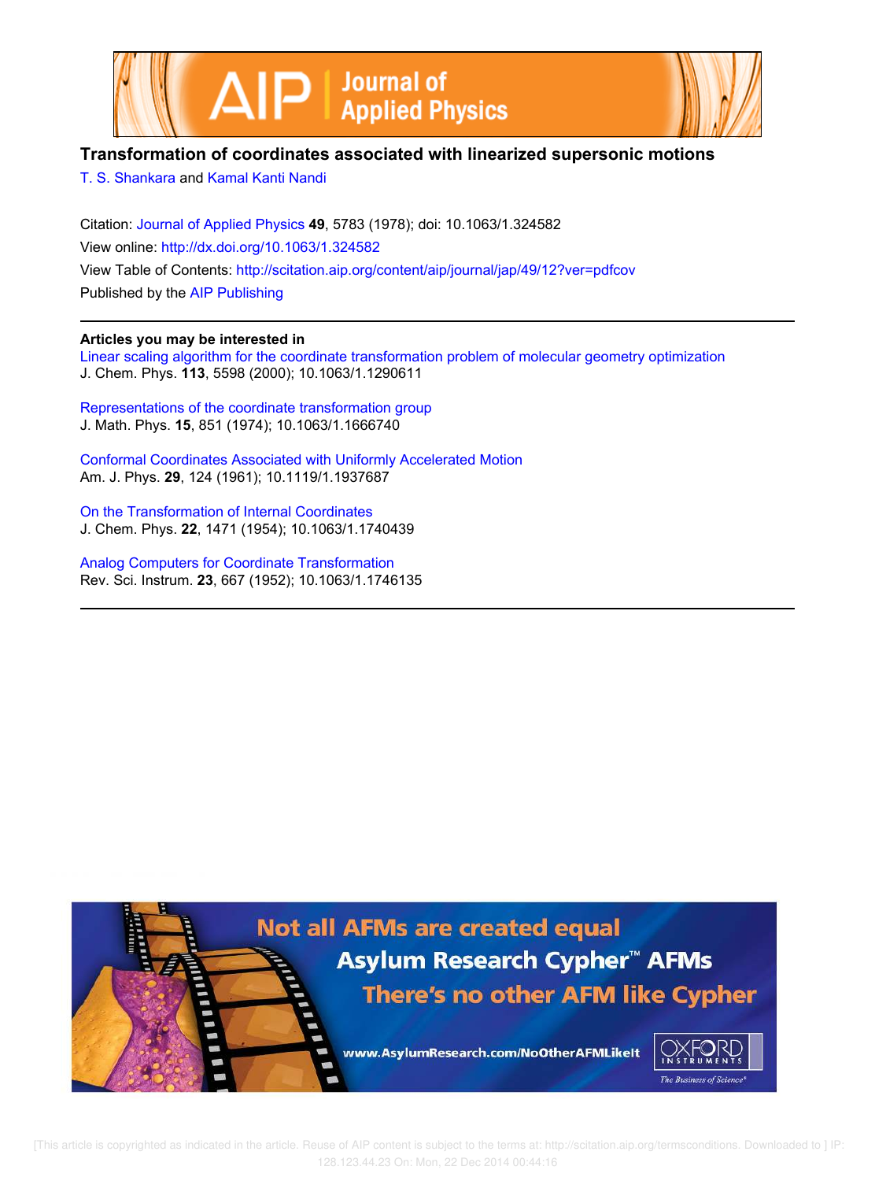# Transformation of coordinates associated with linearized supersonic motions

T. S. Shankara and Kamal Kanti Nandi

Citation: Journal of Applied Physics **49**, 5783 (1978); doi: 10.1063/1.324582
View online: http://dx.doi.org/10.1063/1.324582
View Table of Contents: http://scitation.aip.org/content/aip/journal/jap/49/12?ver=pdfcov
Published by the AIP Publishing

---

**Articles you may be interested in**

Linear scaling algorithm for the coordinate transformation problem of molecular geometry optimization
J. Chem. Phys. **113**, 5598 (2000); 10.1063/1.1290611

Representations of the coordinate transformation group
J. Math. Phys. **15**, 851 (1974); 10.1063/1.1666740

Conformal Coordinates Associated with Uniformly Accelerated Motion
Am. J. Phys. **29**, 124 (1961); 10.1119/1.1937687

On the Transformation of Internal Coordinates
J. Chem. Phys. **22**, 1471 (1954); 10.1063/1.1740439

Analog Computers for Coordinate Transformation
Rev. Sci. Instrum. **23**, 667 (1952); 10.1063/1.1746135

---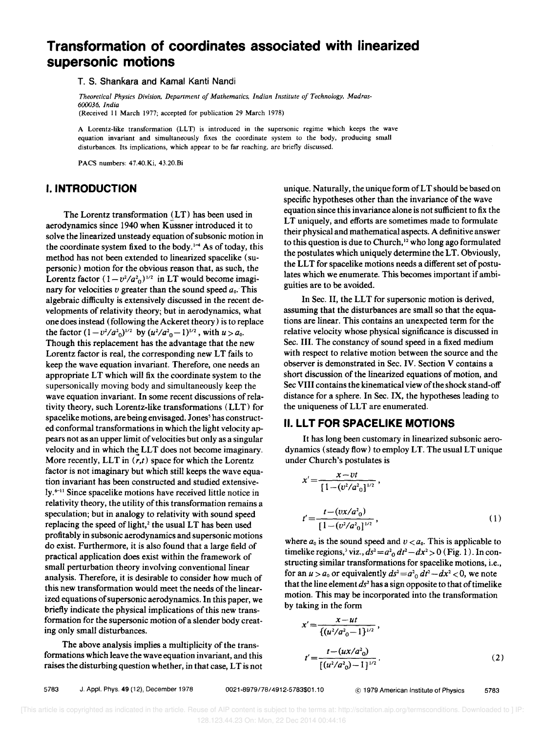# Transformation of coordinates associated with linearized supersonic motions

T. S. Shankara and Kamal Kanti Nandi

*Theoretical Physics Division, Department of Mathematics, Indian Institute of Technology, Madras-600036, India*
(Received 11 March 1977; accepted for publication 29 March 1978)

A Lorentz-like transformation (LLT) is introduced in the supersonic regime which keeps the wave equation invariant and simultaneously fixes the coordinate system to the body, producing small disturbances. Its implications, which appear to be far reaching, are briefly discussed.

PACS numbers: 47.40.Ki, 43.20.Bi

## I. INTRODUCTION

The Lorentz transformation (LT) has been used in aerodynamics since 1940 when Küssner introduced it to solve the linearized unsteady equation of subsonic motion in the coordinate system fixed to the body.[1-4] As of today, this method has not been extended to linearized spacelike (supersonic) motion for the obvious reason that, as such, the Lorentz factor $(1-v^2/a_0^2)^{1/2}$ in LT would become imaginary for velocities $v$ greater than the sound speed $a_0$. This algebraic difficulty is extensively discussed in the recent developments of relativity theory; but in aerodynamics, what one does instead (following the Ackeret theory) is to replace the factor $(1-v^2/a_0^2)^{1/2}$ by $(u^2/a_0^2-1)^{1/2}$, with $u>a_0$. Though this replacement has the advantage that the new Lorentz factor is real, the corresponding new LT fails to keep the wave equation invariant. Therefore, one needs an appropriate LT which will fix the coordinate system to the supersonically moving body and simultaneously keep the wave equation invariant. In some recent discussions of relativity theory, such Lorentz-like transformations (LLT) for spacelike motions, are being envisaged. Jones[5] has constructed conformal transformations in which the light velocity appears not as an upper limit of velocities but only as a singular velocity and in which the LLT does not become imaginary. More recently, LLT in $(\vec{r},t)$ space for which the Lorentz factor is not imaginary but which still keeps the wave equation invariant has been constructed and studied extensively.[6-11] Since spacelike motions have received little notice in relativity theory, the utility of this transformation remains a speculation; but in analogy to relativity with sound speed replacing the speed of light,[2] the usual LT has been used profitably in subsonic aerodynamics and supersonic motions do exist. Furthermore, it is also found that a large field of practical application does exist within the framework of small perturbation theory involving conventional linear analysis. Therefore, it is desirable to consider how much of this new transformation would meet the needs of the linearized equations of supersonic aerodynamics. In this paper, we briefly indicate the physical implications of this new transformation for the supersonic motion of a slender body creating only small disturbances.

The above analysis implies a multiplicity of the transformations which leave the wave equation invariant, and this raises the disturbing question whether, in that case, LT is not unique. Naturally, the unique form of LT should be based on specific hypotheses other than the invariance of the wave equation since this invariance alone is not sufficient to fix the LT uniquely, and efforts are sometimes made to formulate their physical and mathematical aspects. A definitive answer to this question is due to Church,[12] who long ago formulated the postulates which uniquely determine the LT. Obviously, the LLT for spacelike motions needs a different set of postulates which we enumerate. This becomes important if ambiguities are to be avoided.

In Sec. II, the LLT for supersonic motion is derived, assuming that the disturbances are small so that the equations are linear. This contains an unexpected term for the relative velocity whose physical significance is discussed in Sec. III. The constancy of sound speed in a fixed medium with respect to relative motion between the source and the observer is demonstrated in Sec. IV. Section V contains a short discussion of the linearized equations of motion, and Sec VIII contains the kinematical view of the shock stand-off distance for a sphere. In Sec. IX, the hypotheses leading to the uniqueness of LLT are enumerated.

## II. LLT FOR SPACELIKE MOTIONS

It has long been customary in linearized subsonic aerodynamics (steady flow) to employ LT. The usual LT unique under Church's postulates is

$$x'=\frac{x-vt}{[1-(v^2/a_0^2)]^{1/2}},$$

$$t'=\frac{t-(vx/a_0^2)}{[1-(v^2/a_0^2)]^{1/2}},\tag{1}$$

where $a_0$ is the sound speed and $v<a_0$. This is applicable to timelike regions,[3] viz., $ds^2=a_0^2\,dt^2-dx^2>0$ (Fig. 1). In constructing similar transformations for spacelike motions, i.e., for an $u>a_0$ or equivalently $ds^2=a_0^2\,dt^2-dx^2<0$, we note that the line element $ds^2$ has a sign opposite to that of timelike motion. This may be incorporated into the transformation by taking in the form

$$x'=\frac{x-ut}{\{(u^2/a_0^2-1\}^{1/2}},$$

$$t'=\frac{t-(ux/a_0^2)}{[(u^2/a_0^2)-1]^{1/2}}.\tag{2}$$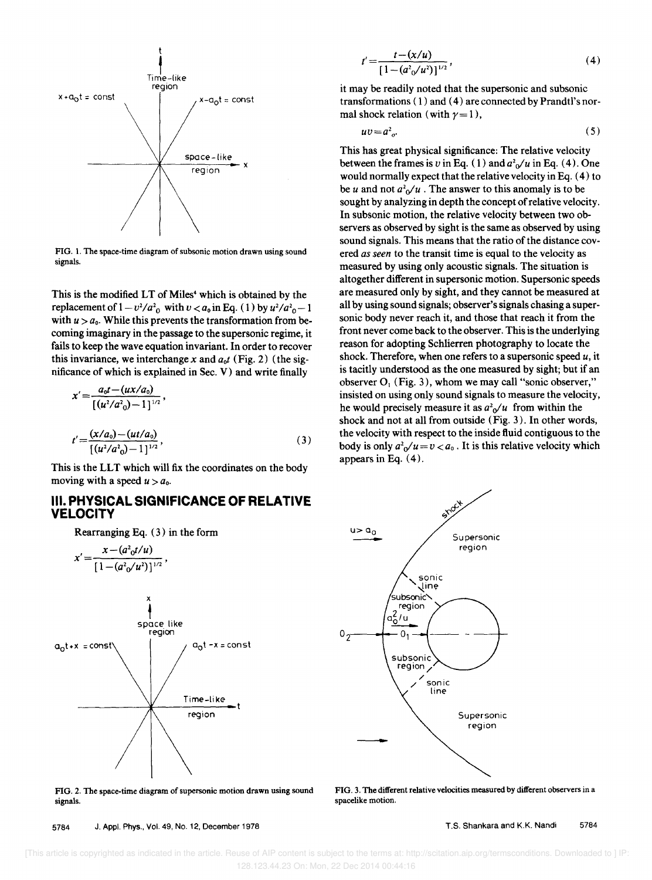FIG. 1. The space-time diagram of subsonic motion drawn using sound signals.

This is the modified LT of Miles[4] which is obtained by the replacement of $1-v^2/a^2_0$ with $v<a_0$ in Eq. (1) by $u^2/a^2_0-1$ with $u>a_0$. While this prevents the transformation from becoming imaginary in the passage to the supersonic regime, it fails to keep the wave equation invariant. In order to recover this invariance, we interchange $x$ and $a_0 t$ (Fig. 2) (the significance of which is explained in Sec. V) and write finally

$$x'=\frac{a_0 t-(ux/a_0)}{[(u^2/a^2_0)-1]^{1/2}},$$

$$t'=\frac{(x/a_0)-(ut/a_0)}{[(u^2/a^2_0)-1]^{1/2}}, \tag{3}$$

This is the LLT which will fix the coordinates on the body moving with a speed $u>a_0$.

## III. PHYSICAL SIGNIFICANCE OF RELATIVE VELOCITY

Rearranging Eq. (3) in the form

$$x'=\frac{x-(a^2_0 t/u)}{[1-(a^2_0/u^2)]^{1/2}},$$

FIG. 2. The space-time diagram of supersonic motion drawn using sound signals.

$$t'=\frac{t-(x/u)}{[1-(a^2_0/u^2)]^{1/2}}, \tag{4}$$

it may be readily noted that the supersonic and subsonic transformations (1) and (4) are connected by Prandtl's normal shock relation (with $\gamma=1$),

$$uv=a^2_o. \tag{5}$$

This has great physical significance: The relative velocity between the frames is $v$ in Eq. (1) and $a^2_0/u$ in Eq. (4). One would normally expect that the relative velocity in Eq. (4) to be $u$ and not $a^2_0/u$. The answer to this anomaly is to be sought by analyzing in depth the concept of relative velocity. In subsonic motion, the relative velocity between two observers as observed by sight is the same as observed by using sound signals. This means that the ratio of the distance covered *as seen* to the transit time is equal to the velocity as measured by using only acoustic signals. The situation is altogether different in supersonic motion. Supersonic speeds are measured only by sight, and they cannot be measured at all by using sound signals; observer's signals chasing a supersonic body never reach it, and those that reach it from the front never come back to the observer. This is the underlying reason for adopting Schlierren photography to locate the shock. Therefore, when one refers to a supersonic speed $u$, it is tacitly understood as the one measured by sight; but if an observer $O_1$ (Fig. 3), whom we may call "sonic observer," insisted on using only sound signals to measure the velocity, he would precisely measure it as $a^2_0/u$ from within the shock and not at all from outside (Fig. 3). In other words, the velocity with respect to the inside fluid contiguous to the body is only $a^2_0/u=v<a_0$. It is this relative velocity which appears in Eq. (4).

FIG. 3. The different relative velocities measured by different observers in a spacelike motion.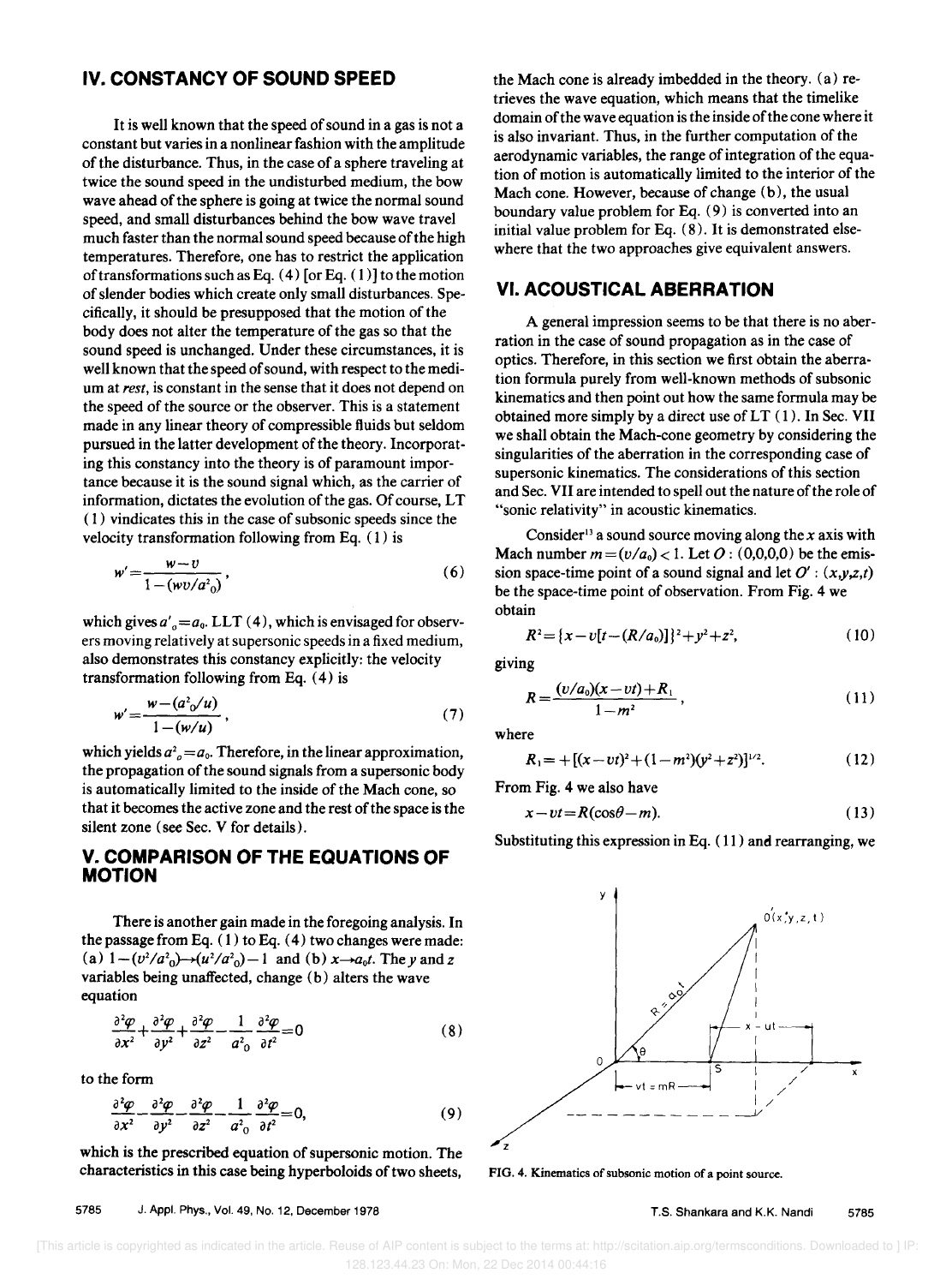## IV. CONSTANCY OF SOUND SPEED

It is well known that the speed of sound in a gas is not a constant but varies in a nonlinear fashion with the amplitude of the disturbance. Thus, in the case of a sphere traveling at twice the sound speed in the undisturbed medium, the bow wave ahead of the sphere is going at twice the normal sound speed, and small disturbances behind the bow wave travel much faster than the normal sound speed because of the high temperatures. Therefore, one has to restrict the application of transformations such as Eq. (4) [or Eq. (1)] to the motion of slender bodies which create only small disturbances. Specifically, it should be presupposed that the motion of the body does not alter the temperature of the gas so that the sound speed is unchanged. Under these circumstances, it is well known that the speed of sound, with respect to the medium at *rest*, is constant in the sense that it does not depend on the speed of the source or the observer. This is a statement made in any linear theory of compressible fluids but seldom pursued in the latter development of the theory. Incorporating this constancy into the theory is of paramount importance because it is the sound signal which, as the carrier of information, dictates the evolution of the gas. Of course, LT (1) vindicates this in the case of subsonic speeds since the velocity transformation following from Eq. (1) is

$$w' = \frac{w - v}{1 - (wv/a^2_0)}, \tag{6}$$

which gives $a'_o = a_0$. LLT (4), which is envisaged for observers moving relatively at supersonic speeds in a fixed medium, also demonstrates this constancy explicitly: the velocity transformation following from Eq. (4) is

$$w' = \frac{w - (a^2_0/u)}{1 - (w/u)}, \tag{7}$$

which yields $a^2_o = a_0$. Therefore, in the linear approximation, the propagation of the sound signals from a supersonic body is automatically limited to the inside of the Mach cone, so that it becomes the active zone and the rest of the space is the silent zone (see Sec. V for details).

## V. COMPARISON OF THE EQUATIONS OF MOTION

There is another gain made in the foregoing analysis. In the passage from Eq. (1) to Eq. (4) two changes were made: (a) $1 - (v^2/a^2_0) \rightarrow (u^2/a^2_0) - 1$ and (b) $x \rightarrow a_0 t$. The $y$ and $z$ variables being unaffected, change (b) alters the wave equation

$$\frac{\partial^2 \varphi}{\partial x^2} + \frac{\partial^2 \varphi}{\partial y^2} + \frac{\partial^2 \varphi}{\partial z^2} - \frac{1}{a^2_0} \frac{\partial^2 \varphi}{\partial t^2} = 0 \tag{8}$$

to the form

$$\frac{\partial^2 \varphi}{\partial x^2} - \frac{\partial^2 \varphi}{\partial y^2} - \frac{\partial^2 \varphi}{\partial z^2} - \frac{1}{a^2_0} \frac{\partial^2 \varphi}{\partial t^2} = 0, \tag{9}$$

which is the prescribed equation of supersonic motion. The characteristics in this case being hyperboloids of two sheets, the Mach cone is already imbedded in the theory. (a) retrieves the wave equation, which means that the timelike domain of the wave equation is the inside of the cone where it is also invariant. Thus, in the further computation of the aerodynamic variables, the range of integration of the equation of motion is automatically limited to the interior of the Mach cone. However, because of change (b), the usual boundary value problem for Eq. (9) is converted into an initial value problem for Eq. (8). It is demonstrated elsewhere that the two approaches give equivalent answers.

## VI. ACOUSTICAL ABERRATION

A general impression seems to be that there is no aberration in the case of sound propagation as in the case of optics. Therefore, in this section we first obtain the aberration formula purely from well-known methods of subsonic kinematics and then point out how the same formula may be obtained more simply by a direct use of LT (1). In Sec. VII we shall obtain the Mach-cone geometry by considering the singularities of the aberration in the corresponding case of supersonic kinematics. The considerations of this section and Sec. VII are intended to spell out the nature of the role of "sonic relativity" in acoustic kinematics.

Consider[13] a sound source moving along the $x$ axis with Mach number $m = (v/a_0) < 1$. Let $O : (0,0,0,0)$ be the emission space-time point of a sound signal and let $O' : (x,y,z,t)$ be the space-time point of observation. From Fig. 4 we obtain

$$R^2 = \{x - v[t - (R/a_0)]\}^2 + y^2 + z^2, \tag{10}$$

giving

$$R = \frac{(v/a_0)(x - vt) + R_1}{1 - m^2}, \tag{11}$$

where

$$R_1 = +[(x - vt)^2 + (1 - m^2)(y^2 + z^2)]^{1/2}. \tag{12}$$

From Fig. 4 we also have

$$x - vt = R(\cos\theta - m). \tag{13}$$

Substituting this expression in Eq. (11) and rearranging, we

FIG. 4. Kinematics of subsonic motion of a point source.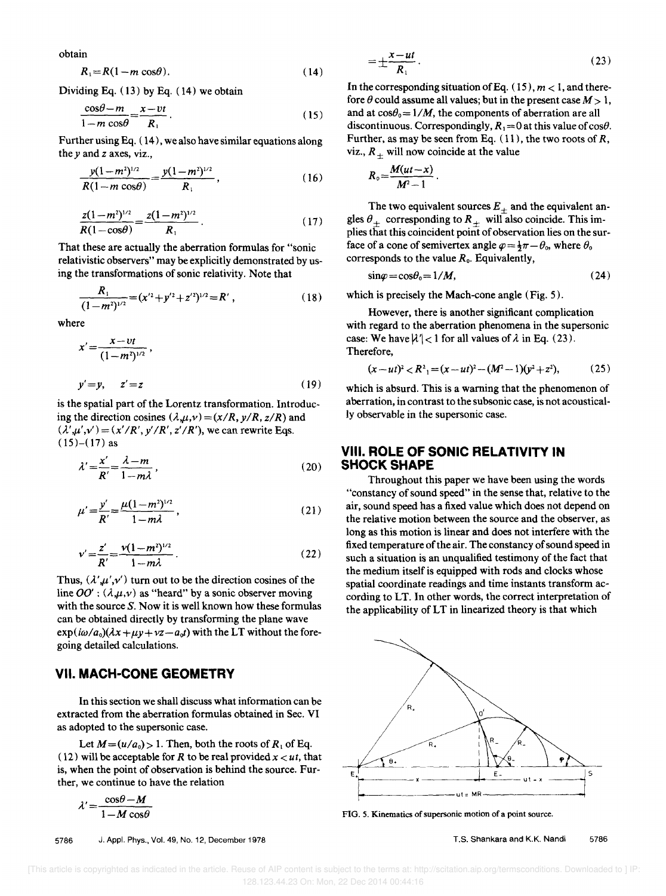obtain

$$R_1 = R(1 - m\cos\theta). \tag{14}$$

Dividing Eq. (13) by Eq. (14) we obtain

$$\frac{\cos\theta - m}{1 - m\cos\theta} = \frac{x - vt}{R_1}. \tag{15}$$

Further using Eq. (14), we also have similar equations along the $y$ and $z$ axes, viz.,

$$\frac{y(1-m^2)^{1/2}}{R(1-m\cos\theta)} = \frac{y(1-m^2)^{1/2}}{R_1}, \tag{16}$$

$$\frac{z(1-m^2)^{1/2}}{R(1-\cos\theta)} = \frac{z(1-m^2)^{1/2}}{R_1}. \tag{17}$$

That these are actually the aberration formulas for "sonic relativistic observers" may be explicitly demonstrated by using the transformations of sonic relativity. Note that

$$\frac{R_1}{(1-m^2)^{1/2}} = (x'^2 + y'^2 + z'^2)^{1/2} = R', \tag{18}$$

where

$$x' = \frac{x - vt}{(1-m^2)^{1/2}},$$

$$y' = y, \quad z' = z \tag{19}$$

is the spatial part of the Lorentz transformation. Introducing the direction cosines $(\lambda, \mu, \nu) = (x/R, y/R, z/R)$ and $(\lambda', \mu', \nu') = (x'/R', y'/R', z'/R')$, we can rewrite Eqs. (15)–(17) as

$$\lambda' = \frac{x'}{R'} = \frac{\lambda - m}{1 - m\lambda}, \tag{20}$$

$$\mu' = \frac{y'}{R'} = \frac{\mu(1-m^2)^{1/2}}{1 - m\lambda}, \tag{21}$$

$$\nu' = \frac{z'}{R'} = \frac{\nu(1-m^2)^{1/2}}{1 - m\lambda}. \tag{22}$$

Thus, $(\lambda', \mu', \nu')$ turn out to be the direction cosines of the line $OO'$ : $(\lambda, \mu, \nu)$ as "heard" by a sonic observer moving with the source $S$. Now it is well known how these formulas can be obtained directly by transforming the plane wave $\exp(i\omega/a_0)(\lambda x + \mu y + \nu z - a_0 t)$ with the LT without the foregoing detailed calculations.

## VII. MACH-CONE GEOMETRY

In this section we shall discuss what information can be extracted from the aberration formulas obtained in Sec. VI as adopted to the supersonic case.

Let $M = (u/a_0) > 1$. Then, both the roots of $R_1$ of Eq. (12) will be acceptable for $R$ to be real provided $x < ut$, that is, when the point of observation is behind the source. Further, we continue to have the relation

$$\lambda' = \frac{\cos\theta - M}{1 - M\cos\theta}$$

$$= \pm \frac{x - ut}{R_1}. \tag{23}$$

In the corresponding situation of Eq. (15), $m < 1$, and therefore $\theta$ could assume all values; but in the present case $M > 1$, and at $\cos\theta_0 = 1/M$, the components of aberration are all discontinuous. Correspondingly, $R_1 = 0$ at this value of $\cos\theta$. Further, as may be seen from Eq. (11), the two roots of $R$, viz., $R_\pm$ will now coincide at the value

$$R_0 = \frac{M(ut - x)}{M^2 - 1}.$$

The two equivalent sources $E_\pm$ and the equivalent angles $\theta_\pm$ corresponding to $R_\pm$ will also coincide. This implies that this coincident point of observation lies on the surface of a cone of semivertex angle $\varphi = \frac{1}{2}\pi - \theta_0$, where $\theta_0$ corresponds to the value $R_0$. Equivalently,

$$\sin\varphi = \cos\theta_0 = 1/M, \tag{24}$$

which is precisely the Mach-cone angle (Fig. 5).

However, there is another significant complication with regard to the aberration phenomena in the supersonic case: We have $|\lambda'| < 1$ for all values of $\lambda$ in Eq. (23). Therefore,

$$(x - ut)^2 < R^2_1 = (x - ut)^2 - (M^2 - 1)(y^2 + z^2), \tag{25}$$

which is absurd. This is a warning that the phenomenon of aberration, in contrast to the subsonic case, is not acoustically observable in the supersonic case.

## VIII. ROLE OF SONIC RELATIVITY IN SHOCK SHAPE

Throughout this paper we have been using the words "constancy of sound speed" in the sense that, relative to the air, sound speed has a fixed value which does not depend on the relative motion between the source and the observer, as long as this motion is linear and does not interfere with the fixed temperature of the air. The constancy of sound speed in such a situation is an unqualified testimony of the fact that the medium itself is equipped with rods and clocks whose spatial coordinate readings and time instants transform according to LT. In other words, the correct interpretation of the applicability of LT in linearized theory is that which

FIG. 5. Kinematics of supersonic motion of a point source.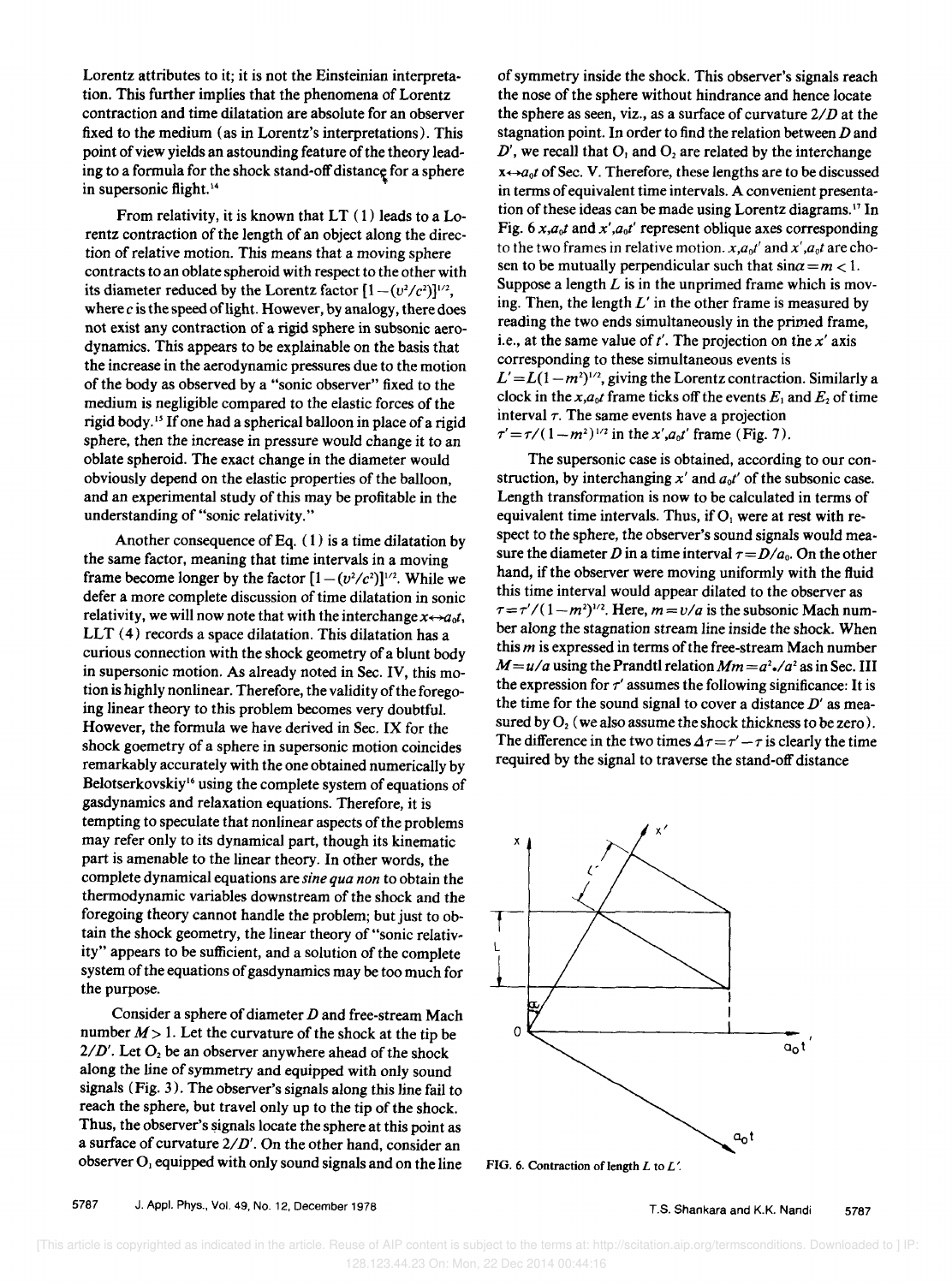Lorentz attributes to it; it is not the Einsteinian interpretation. This further implies that the phenomena of Lorentz contraction and time dilatation are absolute for an observer fixed to the medium (as in Lorentz's interpretations). This point of view yields an astounding feature of the theory leading to a formula for the shock stand-off distance for a sphere in supersonic flight.[14]

From relativity, it is known that LT (1) leads to a Lorentz contraction of the length of an object along the direction of relative motion. This means that a moving sphere contracts to an oblate spheroid with respect to the other with its diameter reduced by the Lorentz factor $[1-(v^2/c^2)]^{1/2}$, where $c$ is the speed of light. However, by analogy, there does not exist any contraction of a rigid sphere in subsonic aerodynamics. This appears to be explainable on the basis that the increase in the aerodynamic pressures due to the motion of the body as observed by a "sonic observer" fixed to the medium is negligible compared to the elastic forces of the rigid body.[15] If one had a spherical balloon in place of a rigid sphere, then the increase in pressure would change it to an oblate spheroid. The exact change in the diameter would obviously depend on the elastic properties of the balloon, and an experimental study of this may be profitable in the understanding of "sonic relativity."

Another consequence of Eq. (1) is a time dilatation by the same factor, meaning that time intervals in a moving frame become longer by the factor $[1-(v^2/c^2)]^{1/2}$. While we defer a more complete discussion of time dilatation in sonic relativity, we will now note that with the interchange $x \leftrightarrow a_0 t$, LLT (4) records a space dilatation. This dilatation has a curious connection with the shock geometry of a blunt body in supersonic motion. As already noted in Sec. IV, this motion is highly nonlinear. Therefore, the validity of the foregoing linear theory to this problem becomes very doubtful. However, the formula we have derived in Sec. IX for the shock goemetry of a sphere in supersonic motion coincides remarkably accurately with the one obtained numerically by Belotserkovskiy[16] using the complete system of equations of gasdynamics and relaxation equations. Therefore, it is tempting to speculate that nonlinear aspects of the problems may refer only to its dynamical part, though its kinematic part is amenable to the linear theory. In other words, the complete dynamical equations are *sine qua non* to obtain the thermodynamic variables downstream of the shock and the foregoing theory cannot handle the problem; but just to obtain the shock geometry, the linear theory of "sonic relativity" appears to be sufficient, and a solution of the complete system of the equations of gasdynamics may be too much for the purpose.

Consider a sphere of diameter $D$ and free-stream Mach number $M > 1$. Let the curvature of the shock at the tip be $2/D'$. Let $O_2$ be an observer anywhere ahead of the shock along the line of symmetry and equipped with only sound signals (Fig. 3). The observer's signals along this line fail to reach the sphere, but travel only up to the tip of the shock. Thus, the observer's signals locate the sphere at this point as a surface of curvature $2/D'$. On the other hand, consider an observer $O_1$ equipped with only sound signals and on the line of symmetry inside the shock. This observer's signals reach the nose of the sphere without hindrance and hence locate the sphere as seen, viz., as a surface of curvature $2/D$ at the stagnation point. In order to find the relation between $D$ and $D'$, we recall that $O_1$ and $O_2$ are related by the interchange $x \leftrightarrow a_0 t$ of Sec. V. Therefore, these lengths are to be discussed in terms of equivalent time intervals. A convenient presentation of these ideas can be made using Lorentz diagrams.[17] In Fig. 6 $x, a_0 t$ and $x', a_0 t'$ represent oblique axes corresponding to the two frames in relative motion. $x, a_0 t'$ and $x', a_0 t$ are chosen to be mutually perpendicular such that $\sin\alpha = m < 1$. Suppose a length $L$ is in the unprimed frame which is moving. Then, the length $L'$ in the other frame is measured by reading the two ends simultaneously in the primed frame, i.e., at the same value of $t'$. The projection on the $x'$ axis corresponding to these simultaneous events is $L' = L(1-m^2)^{1/2}$, giving the Lorentz contraction. Similarly a clock in the $x, a_0 t$ frame ticks off the events $E_1$ and $E_2$ of time interval $\tau$. The same events have a projection $\tau' = \tau/(1-m^2)^{1/2}$ in the $x', a_0 t'$ frame (Fig. 7).

The supersonic case is obtained, according to our construction, by interchanging $x'$ and $a_0 t'$ of the subsonic case. Length transformation is now to be calculated in terms of equivalent time intervals. Thus, if $O_1$ were at rest with respect to the sphere, the observer's sound signals would measure the diameter $D$ in a time interval $\tau = D/a_0$. On the other hand, if the observer were moving uniformly with the fluid this time interval would appear dilated to the observer as $\tau = \tau'/(1-m^2)^{1/2}$. Here, $m = v/a$ is the subsonic Mach number along the stagnation stream line inside the shock. When this $m$ is expressed in terms of the free-stream Mach number $M = u/a$ using the Prandtl relation $Mm = a_*^2/a^2$ as in Sec. III the expression for $\tau'$ assumes the following significance: It is the time for the sound signal to cover a distance $D'$ as measured by $O_2$ (we also assume the shock thickness to be zero). The difference in the two times $\Delta\tau = \tau' - \tau$ is clearly the time required by the signal to traverse the stand-off distance

FIG. 6. Contraction of length $L$ to $L'$.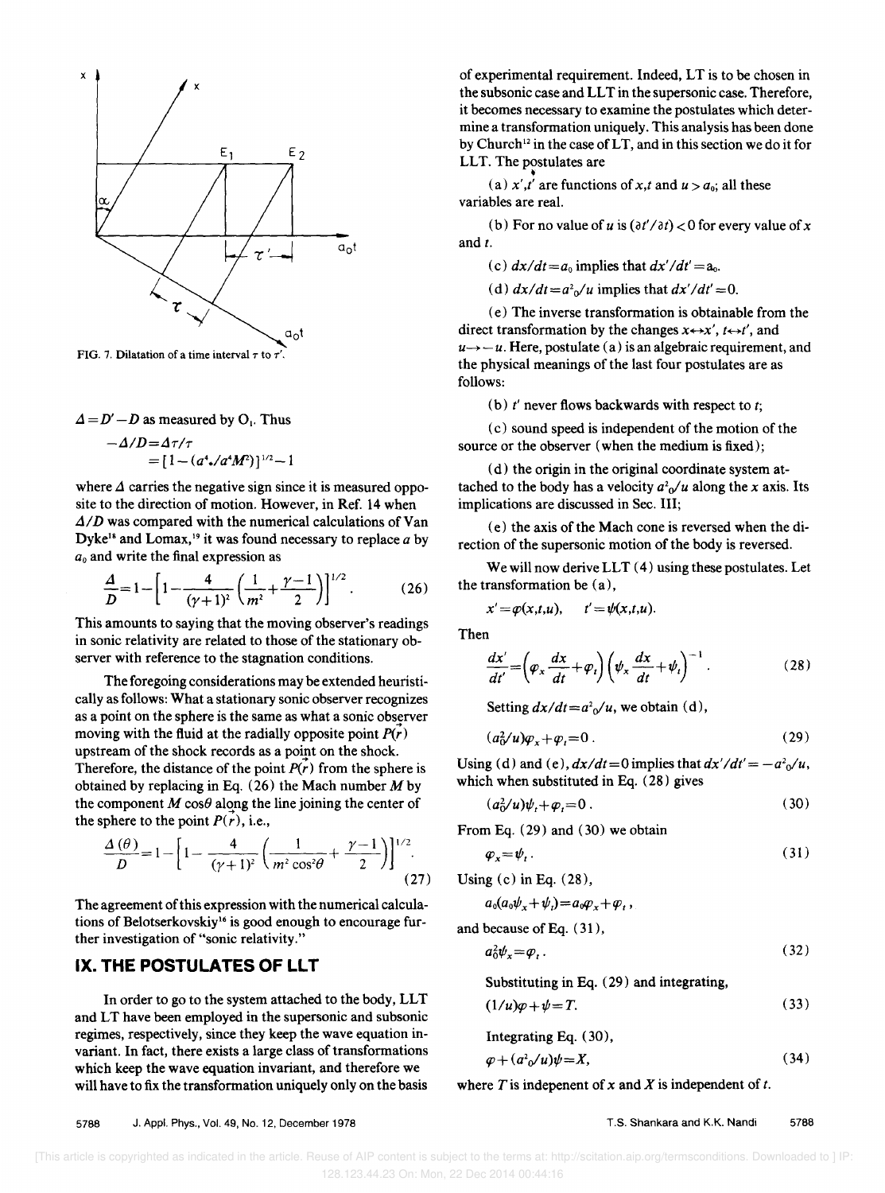FIG. 7. Dilatation of a time interval $\tau$ to $\tau'$.

$\Delta = D' - D$ as measured by $O_1$. Thus

$$-\Delta/D = \Delta\tau/\tau$$
$$= [1 - (a^4_*/a^4 M^2)]^{1/2} - 1$$

where $\Delta$ carries the negative sign since it is measured opposite to the direction of motion. However, in Ref. 14 when $\Delta/D$ was compared with the numerical calculations of Van Dyke[18] and Lomax,[19] it was found necessary to replace $a$ by $a_0$ and write the final expression as

$$\frac{\Delta}{D} = 1 - \left[1 - \frac{4}{(\gamma+1)^2}\left(\frac{1}{m^2} + \frac{\gamma-1}{2}\right)\right]^{1/2}. \qquad (26)$$

This amounts to saying that the moving observer's readings in sonic relativity are related to those of the stationary observer with reference to the stagnation conditions.

The foregoing considerations may be extended heuristically as follows: What a stationary sonic observer recognizes as a point on the sphere is the same as what a sonic observer moving with the fluid at the radially opposite point $P(\vec{r})$ upstream of the shock records as a point on the shock. Therefore, the distance of the point $P(\vec{r})$ from the sphere is obtained by replacing in Eq. (26) the Mach number $M$ by the component $M\cos\theta$ along the line joining the center of the sphere to the point $P(\vec{r})$, i.e.,

$$\frac{\Delta(\theta)}{D} = 1 - \left[1 - \frac{4}{(\gamma+1)^2}\left(\frac{1}{m^2\cos^2\theta} + \frac{\gamma-1}{2}\right)\right]^{1/2}. \qquad (27)$$

The agreement of this expression with the numerical calculations of Belotserkovskiy[16] is good enough to encourage further investigation of "sonic relativity."

## IX. THE POSTULATES OF LLT

In order to go to the system attached to the body, LLT and LT have been employed in the supersonic and subsonic regimes, respectively, since they keep the wave equation invariant. In fact, there exists a large class of transformations which keep the wave equation invariant, and therefore we will have to fix the transformation uniquely only on the basis of experimental requirement. Indeed, LT is to be chosen in the subsonic case and LLT in the supersonic case. Therefore, it becomes necessary to examine the postulates which determine a transformation uniquely. This analysis has been done by Church[12] in the case of LT, and in this section we do it for LLT. The postulates are

(a) $x', t'$ are functions of $x, t$ and $u > a_0$; all these variables are real.

(b) For no value of $u$ is $(\partial t'/\partial t) < 0$ for every value of $x$ and $t$.

(c) $dx/dt = a_0$ implies that $dx'/dt' = a_0$.

(d) $dx/dt = a^2_0/u$ implies that $dx'/dt' = 0$.

(e) The inverse transformation is obtainable from the direct transformation by the changes $x \leftrightarrow x'$, $t \leftrightarrow t'$, and $u \to -u$. Here, postulate (a) is an algebraic requirement, and the physical meanings of the last four postulates are as follows:

(b) $t'$ never flows backwards with respect to $t$;

(c) sound speed is independent of the motion of the source or the observer (when the medium is fixed);

(d) the origin in the original coordinate system attached to the body has a velocity $a^2_0/u$ along the $x$ axis. Its implications are discussed in Sec. III;

(e) the axis of the Mach cone is reversed when the direction of the supersonic motion of the body is reversed.

We will now derive LLT (4) using these postulates. Let the transformation be (a),

$$x' = \varphi(x,t,u), \qquad t' = \psi(x,t,u).$$

Then

$$\frac{dx'}{dt'} = \left(\varphi_x \frac{dx}{dt} + \varphi_t\right)\left(\psi_x \frac{dx}{dt} + \psi_t\right)^{-1}. \qquad (28)$$

Setting $dx/dt = a^2_0/u$, we obtain (d),

$$(a^2_0/u)\varphi_x + \varphi_t = 0. \qquad (29)$$

Using (d) and (e), $dx/dt = 0$ implies that $dx'/dt' = -a^2_0/u$, which when substituted in Eq. (28) gives

$$(a^2_0/u)\psi_t + \varphi_t = 0. \qquad (30)$$

From Eq. (29) and (30) we obtain

$$\varphi_x = \psi_t. \qquad (31)$$

Using (c) in Eq. (28),

$$a_0(a_0\psi_x + \psi_t) = a_0\varphi_x + \varphi_t,$$

and because of Eq. (31),

$$a^2_0\psi_x = \varphi_t. \qquad (32)$$

Substituting in Eq. (29) and integrating,

$$(1/u)\varphi + \psi = T. \qquad (33)$$

Integrating Eq. (30),

$$\varphi + (a^2_0/u)\psi = X, \qquad (34)$$

where $T$ is indepenent of $x$ and $X$ is independent of $t$.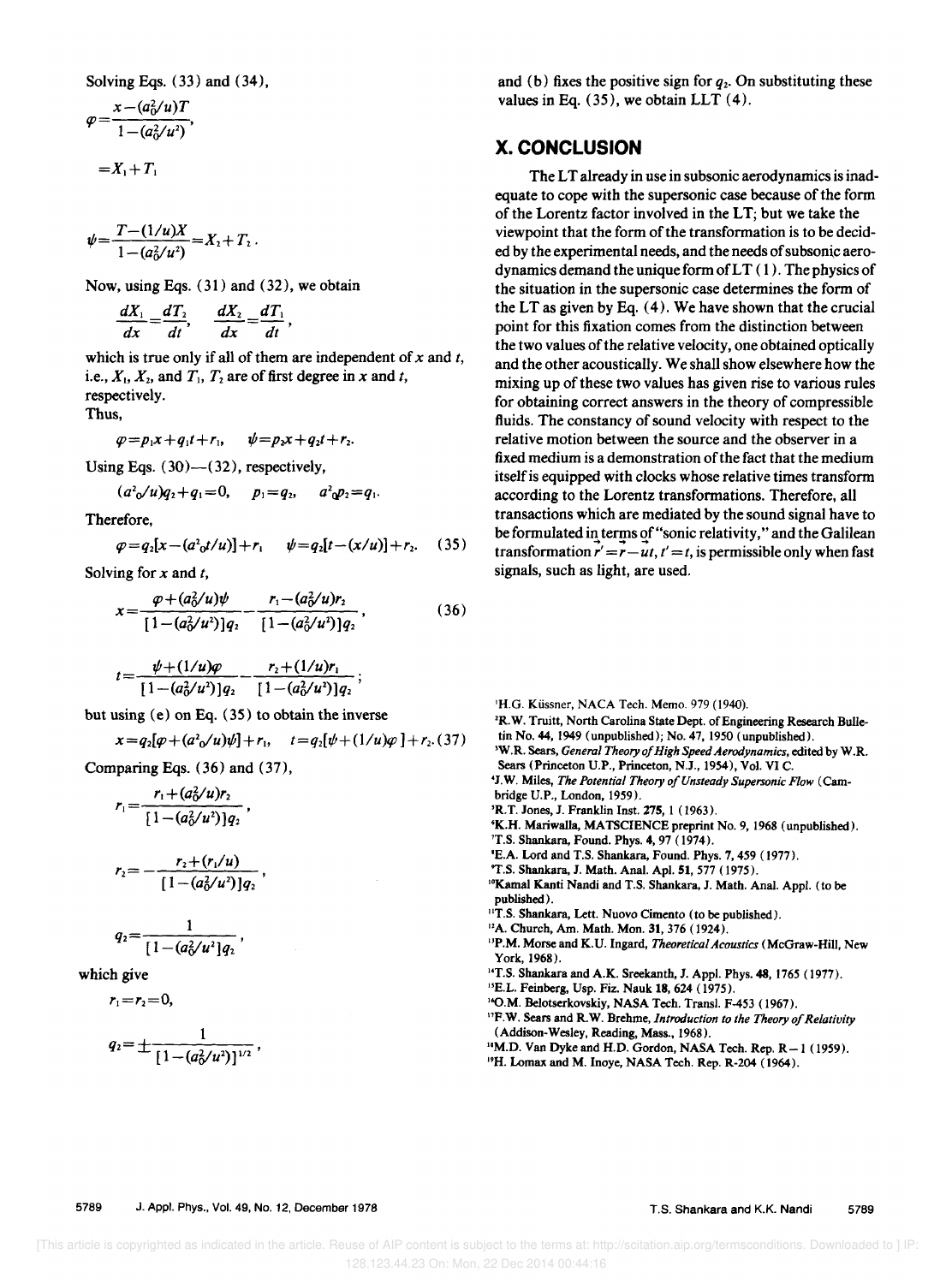Solving Eqs. (33) and (34),

$$\varphi=\frac{x-(a_0^2/u)T}{1-(a_0^2/u^2)},$$

$$=X_1+T_1$$

$$\psi=\frac{T-(1/u)X}{1-(a_0^2/u^2)}=X_2+T_2\,.$$

Now, using Eqs. (31) and (32), we obtain

$$\frac{dX_1}{dx}=\frac{dT_2}{dt},\quad \frac{dX_2}{dx}=\frac{dT_1}{dt},$$

which is true only if all of them are independent of $x$ and $t$, i.e., $X_1$, $X_2$, and $T_1$, $T_2$ are of first degree in $x$ and $t$, respectively.

Thus,

$$\varphi=p_1x+q_1t+r_1,\quad \psi=p_2x+q_2t+r_2.$$

Using Eqs. (30)—(32), respectively,

$$(a^2{}_0/u)q_2+q_1=0,\quad p_1=q_2,\quad a^2{}_0p_2=q_1.$$

Therefore,

$$\varphi=q_2[x-(a^2{}_0t/u)]+r_1\quad \psi=q_2[t-(x/u)]+r_2.\quad (35)$$

Solving for $x$ and $t$,

$$x=\frac{\varphi+(a_0^2/u)\psi}{[1-(a_0^2/u^2)]q_2}-\frac{r_1-(a_0^2/u)r_2}{[1-(a_0^2/u^2)]q_2},\quad (36)$$

$$t=\frac{\psi+(1/u)\varphi}{[1-(a_0^2/u^2)]q_2}-\frac{r_2+(1/u)r_1}{[1-(a_0^2/u^2)]q_2};$$

but using (e) on Eq. (35) to obtain the inverse

$$x=q_2[\varphi+(a^2{}_0/u)\psi]+r_1,\quad t=q_2[\psi+(1/u)\varphi]+r_2.\,(37)$$

Comparing Eqs. (36) and (37),

$$r_1=\frac{r_1+(a_0^2/u)r_2}{[1-(a_0^2/u^2)]q_2},$$

$$r_2=-\frac{r_2+(r_1/u)}{[1-(a_0^2/u^2)]q_2},$$

$$q_2=\frac{1}{[1-(a_0^2/u^2]q_2},$$

which give

$$r_1=r_2=0,$$

$$q_2=\pm\frac{1}{[1-(a_0^2/u^2)]^{1/2}},$$

and (b) fixes the positive sign for $q_2$. On substituting these values in Eq. (35), we obtain LLT (4).

## X. CONCLUSION

The LT already in use in subsonic aerodynamics is inadequate to cope with the supersonic case because of the form of the Lorentz factor involved in the LT; but we take the viewpoint that the form of the transformation is to be decided by the experimental needs, and the needs of subsonic aerodynamics demand the unique form of LT (1). The physics of the situation in the supersonic case determines the form of the LT as given by Eq. (4). We have shown that the crucial point for this fixation comes from the distinction between the two values of the relative velocity, one obtained optically and the other acoustically. We shall show elsewhere how the mixing up of these two values has given rise to various rules for obtaining correct answers in the theory of compressible fluids. The constancy of sound velocity with respect to the relative motion between the source and the observer in a fixed medium is a demonstration of the fact that the medium itself is equipped with clocks whose relative times transform according to the Lorentz transformations. Therefore, all transactions which are mediated by the sound signal have to be formulated in terms of "sonic relativity," and the Galilean transformation $\vec{r}'=\vec{r}-\vec{u}t$, $t'=t$, is permissible only when fast signals, such as light, are used.

[1] H.G. Küssner, NACA Tech. Memo. 979 (1940).
[2] R.W. Truitt, North Carolina State Dept. of Engineering Research Bulletin No. 44, 1949 (unpublished); No. 47, 1950 (unpublished).
[3] W.R. Sears, *General Theory of High Speed Aerodynamics*, edited by W.R. Sears (Princeton U.P., Princeton, N.J., 1954), Vol. VI C.
[4] J.W. Miles, *The Potential Theory of Unsteady Supersonic Flow* (Cambridge U.P., London, 1959).
[5] R.T. Jones, J. Franklin Inst. **275**, 1 (1963).
[6] K.H. Mariwalla, MATSCIENCE preprint No. 9, 1968 (unpublished).
[7] T.S. Shankara, Found. Phys. **4**, 97 (1974).
[8] E.A. Lord and T.S. Shankara, Found. Phys. **7**, 459 (1977).
[9] T.S. Shankara, J. Math. Anal. Apl. **51**, 577 (1975).
[10] Kamal Kanti Nandi and T.S. Shankara, J. Math. Anal. Appl. (to be published).
[11] T.S. Shankara, Lett. Nuovo Cimento (to be published).
[12] A. Church, Am. Math. Mon. **31**, 376 (1924).
[13] P.M. Morse and K.U. Ingard, *Theoretical Acoustics* (McGraw-Hill, New York, 1968).
[14] T.S. Shankara and A.K. Sreekanth, J. Appl. Phys. **48**, 1765 (1977).
[15] E.L. Feinberg, Usp. Fiz. Nauk **18**, 624 (1975).
[16] O.M. Belotserkovskiy, NASA Tech. Transl. F-453 (1967).
[17] F.W. Sears and R.W. Brehme, *Introduction to the Theory of Relativity* (Addison-Wesley, Reading, Mass., 1968).
[18] M.D. Van Dyke and H.D. Gordon, NASA Tech. Rep. R−1 (1959).
[19] H. Lomax and M. Inoye, NASA Tech. Rep. R-204 (1964).